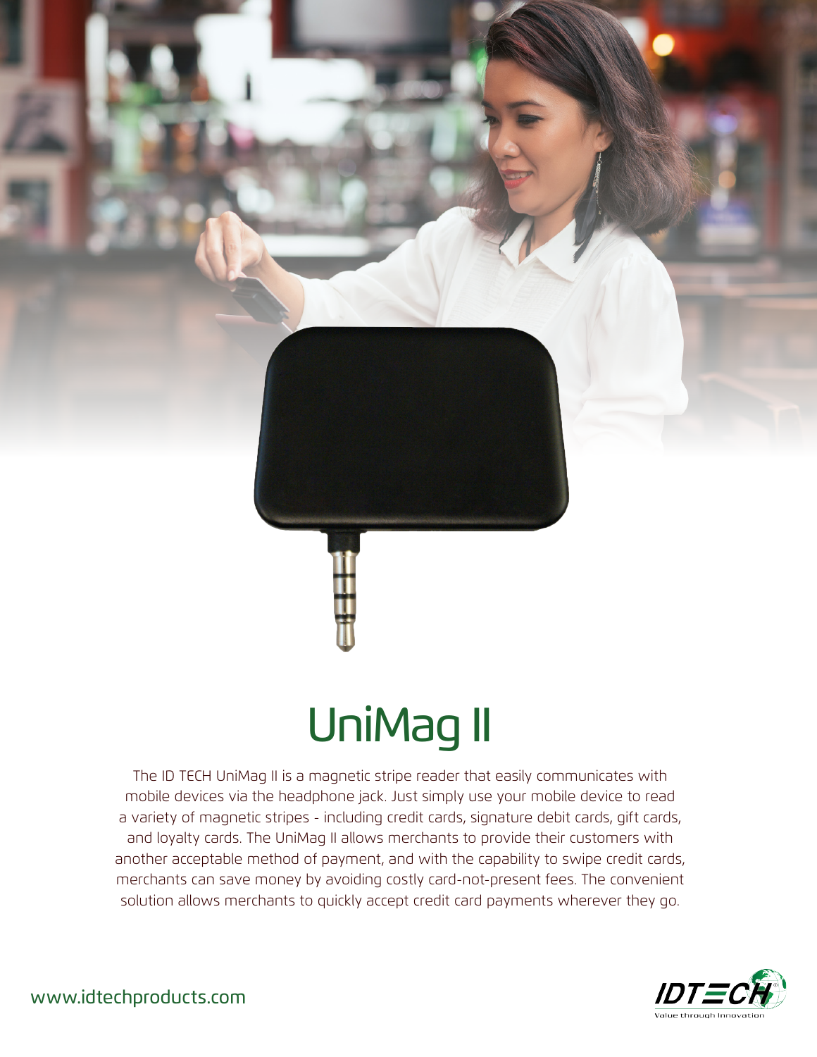# UniMag II

The ID TECH UniMag II is a magnetic stripe reader that easily communicates with mobile devices via the headphone jack. Just simply use your mobile device to read a variety of magnetic stripes - including credit cards, signature debit cards, gift cards, and loyalty cards. The UniMag II allows merchants to provide their customers with another acceptable method of payment, and with the capability to swipe credit cards, merchants can save money by avoiding costly card-not-present fees. The convenient solution allows merchants to quickly accept credit card payments wherever they go.

www.idtechproducts.com

IDTECH
Value through Innovation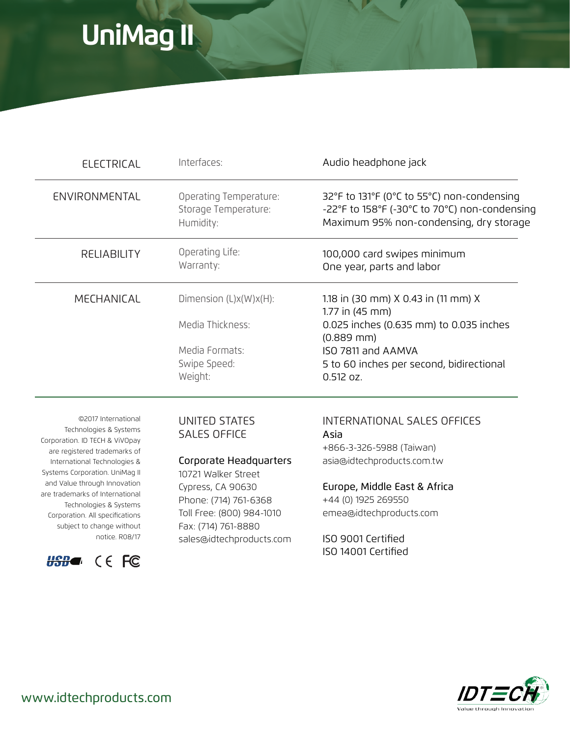# UniMag II

| | | |
|---|---|---|
| ELECTRICAL | Interfaces: | Audio headphone jack |
| ENVIRONMENTAL | Operating Temperature:<br>Storage Temperature:<br>Humidity: | 32°F to 131°F (0°C to 55°C) non-condensing<br>-22°F to 158°F (-30°C to 70°C) non-condensing<br>Maximum 95% non-condensing, dry storage |
| RELIABILITY | Operating Life:<br>Warranty: | 100,000 card swipes minimum<br>One year, parts and labor |
| MECHANICAL | Dimension (L)x(W)x(H):<br>Media Thickness:<br>Media Formats:<br>Swipe Speed:<br>Weight: | 1.18 in (30 mm) X 0.43 in (11 mm) X 1.77 in (45 mm)<br>0.025 inches (0.635 mm) to 0.035 inches (0.889 mm)<br>ISO 7811 and AAMVA<br>5 to 60 inches per second, bidirectional<br>0.512 oz. |

©2017 International Technologies & Systems Corporation. ID TECH & ViVOpay are registered trademarks of International Technologies & Systems Corporation. UniMag II and Value through Innovation are trademarks of International Technologies & Systems Corporation. All specifications subject to change without notice. R08/17

## UNITED STATES SALES OFFICE

**Corporate Headquarters**
10721 Walker Street
Cypress, CA 90630
Phone: (714) 761-6368
Toll Free: (800) 984-1010
Fax: (714) 761-8880
sales@idtechproducts.com

## INTERNATIONAL SALES OFFICES

**Asia**
+866-3-326-5988 (Taiwan)
asia@idtechproducts.com.tw

**Europe, Middle East & Africa**
+44 (0) 1925 269550
emea@idtechproducts.com

ISO 9001 Certified
ISO 14001 Certified

www.idtechproducts.com

IDTECH Value through Innovation